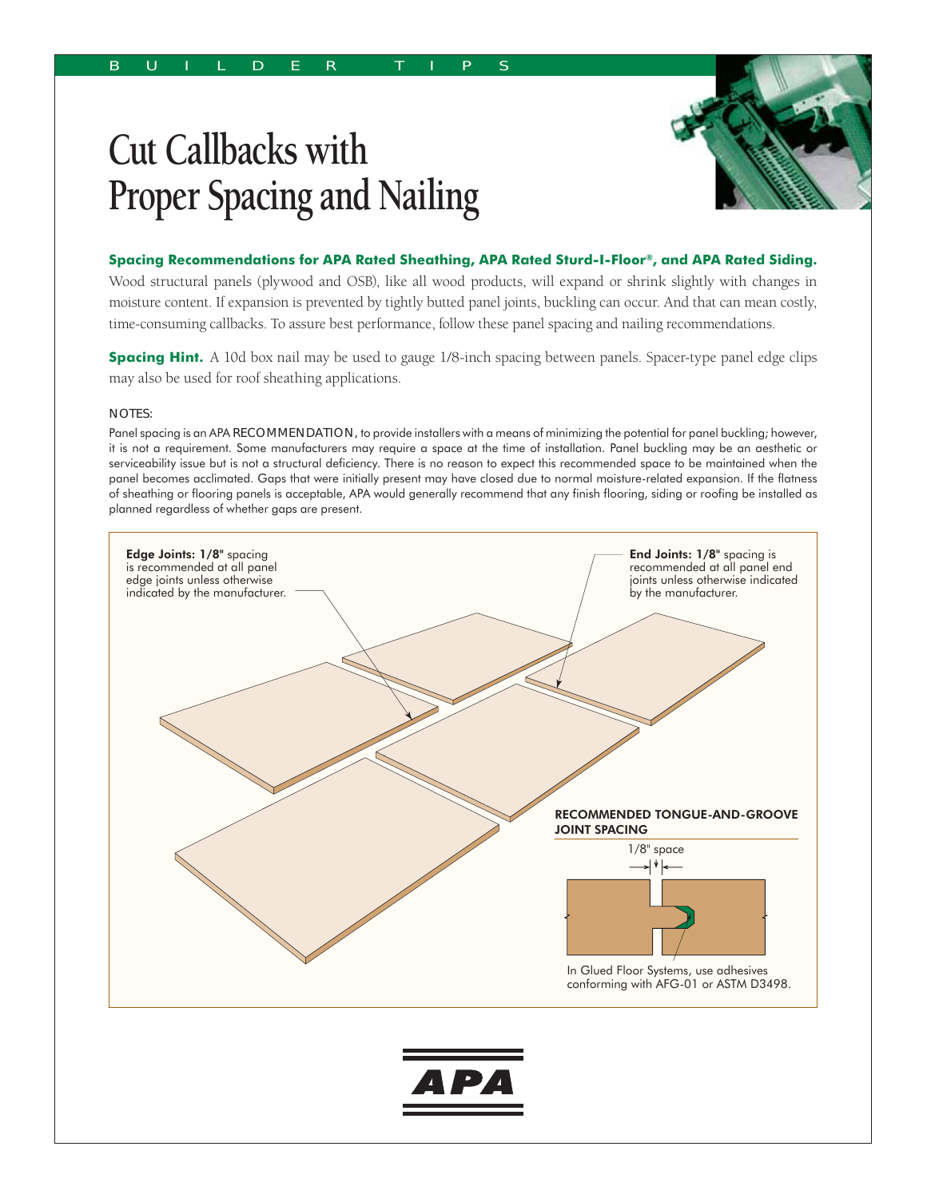BUILDER TIPS

# Cut Callbacks with Proper Spacing and Nailing

**Spacing Recommendations for APA Rated Sheathing, APA Rated Sturd-I-Floor®, and APA Rated Siding.** Wood structural panels (plywood and OSB), like all wood products, will expand or shrink slightly with changes in moisture content. If expansion is prevented by tightly butted panel joints, buckling can occur. And that can mean costly, time-consuming callbacks. To assure best performance, follow these panel spacing and nailing recommendations.

**Spacing Hint.** A 10d box nail may be used to gauge 1/8-inch spacing between panels. Spacer-type panel edge clips may also be used for roof sheathing applications.

NOTES:

Panel spacing is an APA RECOMMENDATION, to provide installers with a means of minimizing the potential for panel buckling; however, it is not a requirement. Some manufacturers may require a space at the time of installation. Panel buckling may be an aesthetic or serviceability issue but is not a structural deficiency. There is no reason to expect this recommended space to be maintained when the panel becomes acclimated. Gaps that were initially present may have closed due to normal moisture-related expansion. If the flatness of sheathing or flooring panels is acceptable, APA would generally recommend that any finish flooring, siding or roofing be installed as planned regardless of whether gaps are present.

**Edge Joints: 1/8"** spacing is recommended at all panel edge joints unless otherwise indicated by the manufacturer.

**End Joints: 1/8"** spacing is recommended at all panel end joints unless otherwise indicated by the manufacturer.

**RECOMMENDED TONGUE-AND-GROOVE JOINT SPACING**

1/8" space

In Glued Floor Systems, use adhesives conforming with AFG-01 or ASTM D3498.

APA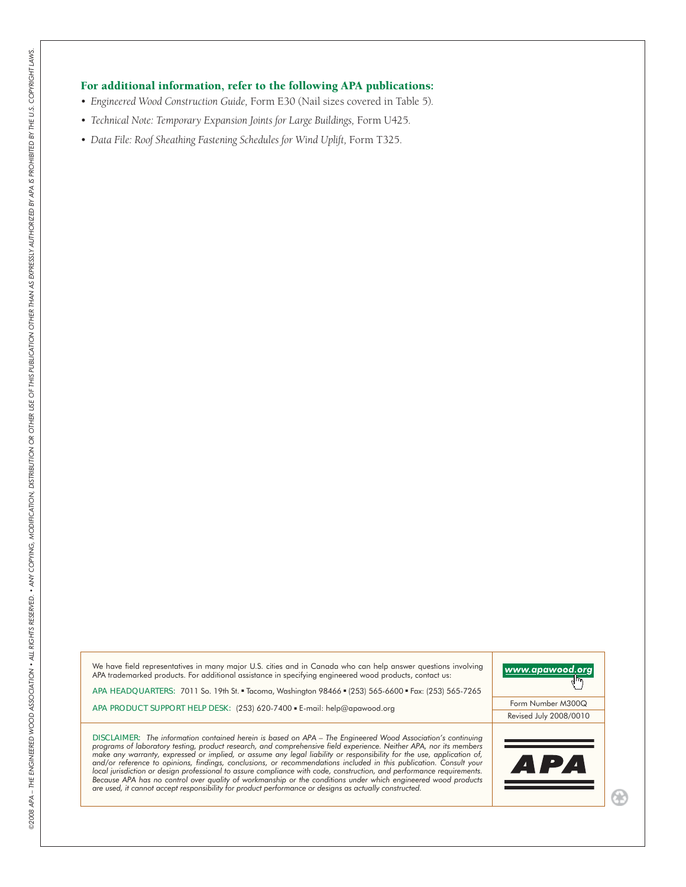## For additional information, refer to the following APA publications:

- *Engineered Wood Construction Guide,* Form E30 (Nail sizes covered in Table 5).
- *Technical Note: Temporary Expansion Joints for Large Buildings,* Form U425.
- *Data File: Roof Sheathing Fastening Schedules for Wind Uplift,* Form T325.

We have field representatives in many major U.S. cities and in Canada who can help answer questions involving APA trademarked products. For additional assistance in specifying engineered wood products, contact us:

APA HEADQUARTERS: 7011 So. 19th St. ▪ Tacoma, Washington 98466 ▪ (253) 565-6600 ▪ Fax: (253) 565-7265

APA PRODUCT SUPPORT HELP DESK: (253) 620-7400 ▪ E-mail: help@apawood.org

www.apawood.org

Form Number M300Q

Revised July 2008/0010

DISCLAIMER: *The information contained herein is based on APA – The Engineered Wood Association's continuing programs of laboratory testing, product research, and comprehensive field experience. Neither APA, nor its members make any warranty, expressed or implied, or assume any legal liability or responsibility for the use, application of, and/or reference to opinions, findings, conclusions, or recommendations included in this publication. Consult your local jurisdiction or design professional to assure compliance with code, construction, and performance requirements. Because APA has no control over quality of workmanship or the conditions under which engineered wood products are used, it cannot accept responsibility for product performance or designs as actually constructed.*

APA

*©2008 APA – THE ENGINEERED WOOD ASSOCIATION • ALL RIGHTS RESERVED. • ANY COPYING, MODIFICATION, DISTRIBUTION OR OTHER USE OF THIS PUBLICATION OTHER THAN AS EXPRESSLY AUTHORIZED BY APA IS PROHIBITED BY THE U.S. COPYRIGHT LAWS.*